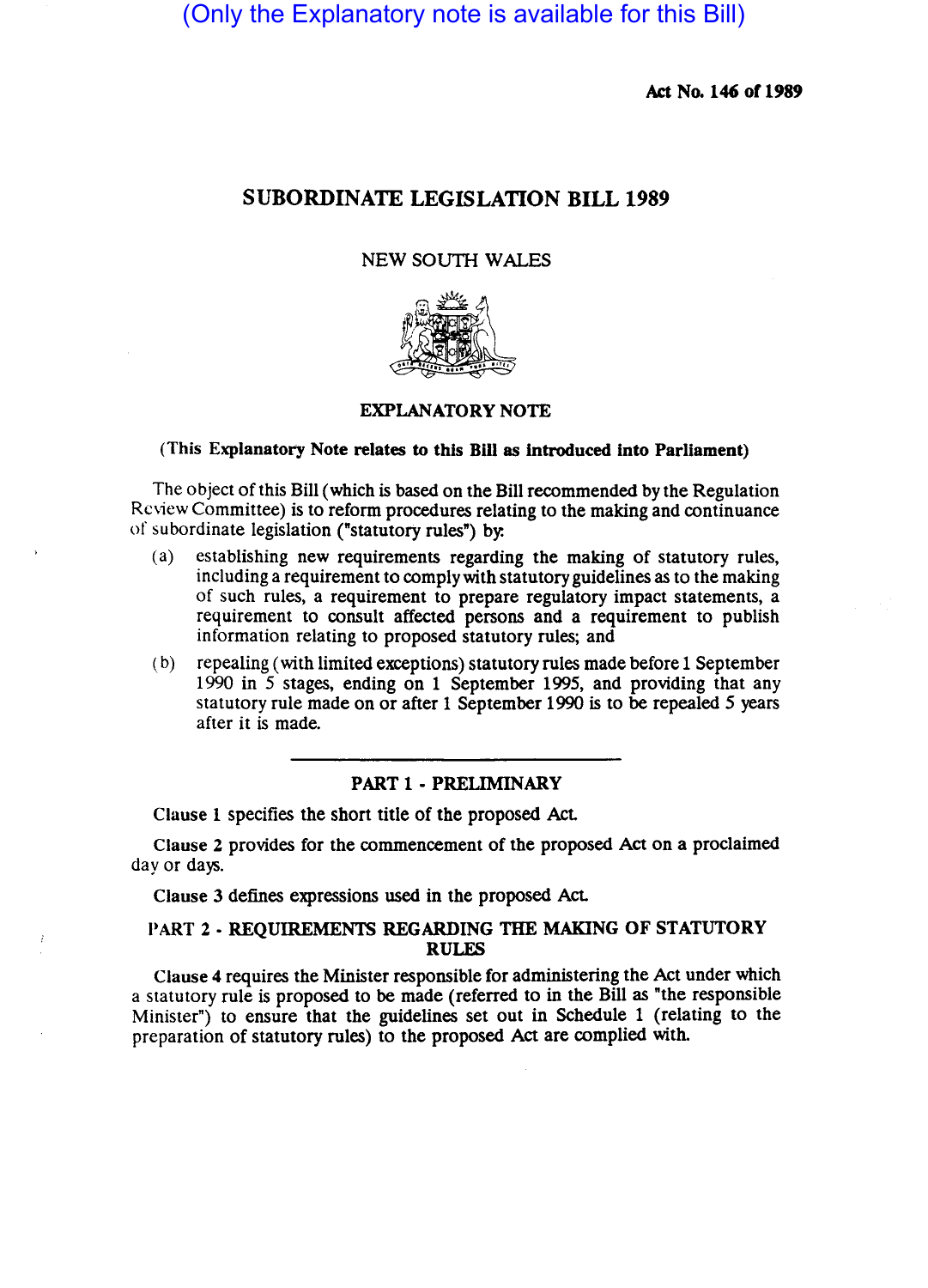(Only the Explanatory note is available for this Bill)

**Act No. 146 of 1989**

# SUBORDINATE LEGISLATION BILL 1989

NEW SOUTH WALES

## EXPLANATORY NOTE

**(This Explanatory Note relates to this Bill as introduced into Parliament)**

The object of this Bill (which is based on the Bill recommended by the Regulation Review Committee) is to reform procedures relating to the making and continuance of subordinate legislation ("statutory rules") by:

(a) establishing new requirements regarding the making of statutory rules, including a requirement to comply with statutory guidelines as to the making of such rules, a requirement to prepare regulatory impact statements, a requirement to consult affected persons and a requirement to publish information relating to proposed statutory rules; and

(b) repealing (with limited exceptions) statutory rules made before 1 September 1990 in 5 stages, ending on 1 September 1995, and providing that any statutory rule made on or after 1 September 1990 is to be repealed 5 years after it is made.

---

### PART 1 - PRELIMINARY

Clause 1 specifies the short title of the proposed Act.

Clause 2 provides for the commencement of the proposed Act on a proclaimed day or days.

Clause 3 defines expressions used in the proposed Act.

### PART 2 - REQUIREMENTS REGARDING THE MAKING OF STATUTORY RULES

Clause 4 requires the Minister responsible for administering the Act under which a statutory rule is proposed to be made (referred to in the Bill as "the responsible Minister") to ensure that the guidelines set out in Schedule 1 (relating to the preparation of statutory rules) to the proposed Act are complied with.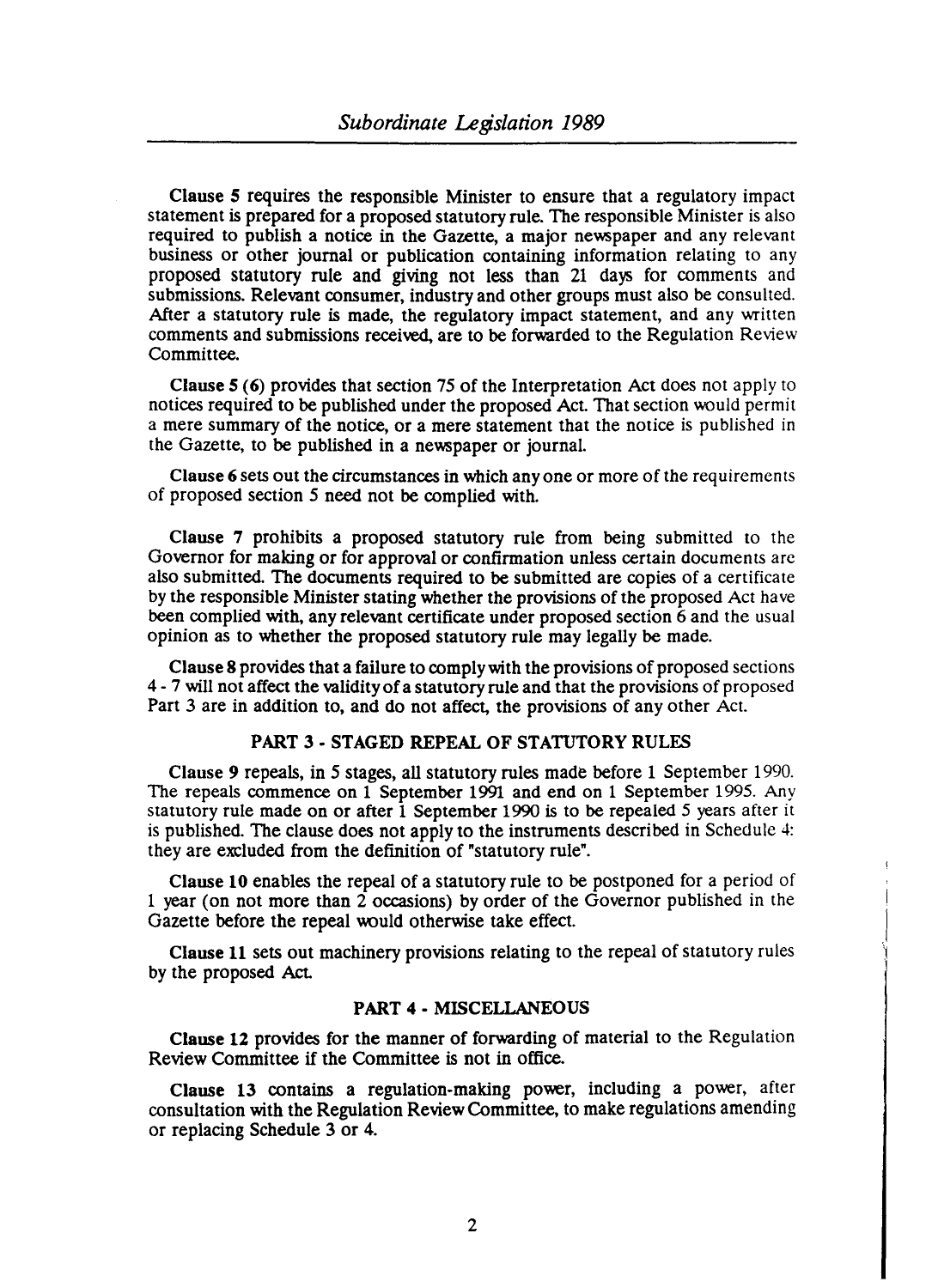**Clause 5** requires the responsible Minister to ensure that a regulatory impact statement is prepared for a proposed statutory rule. The responsible Minister is also required to publish a notice in the Gazette, a major newspaper and any relevant business or other journal or publication containing information relating to any proposed statutory rule and giving not less than 21 days for comments and submissions. Relevant consumer, industry and other groups must also be consulted. After a statutory rule is made, the regulatory impact statement, and any written comments and submissions received, are to be forwarded to the Regulation Review Committee.

**Clause 5 (6)** provides that section 75 of the Interpretation Act does not apply to notices required to be published under the proposed Act. That section would permit a mere summary of the notice, or a mere statement that the notice is published in the Gazette, to be published in a newspaper or journal.

**Clause 6** sets out the circumstances in which any one or more of the requirements of proposed section 5 need not be complied with.

**Clause 7** prohibits a proposed statutory rule from being submitted to the Governor for making or for approval or confirmation unless certain documents are also submitted. The documents required to be submitted are copies of a certificate by the responsible Minister stating whether the provisions of the proposed Act have been complied with, any relevant certificate under proposed section 6 and the usual opinion as to whether the proposed statutory rule may legally be made.

**Clause 8** provides that a failure to comply with the provisions of proposed sections 4 - 7 will not affect the validity of a statutory rule and that the provisions of proposed Part 3 are in addition to, and do not affect, the provisions of any other Act.

## PART 3 - STAGED REPEAL OF STATUTORY RULES

**Clause 9** repeals, in 5 stages, all statutory rules made before 1 September 1990. The repeals commence on 1 September 1991 and end on 1 September 1995. Any statutory rule made on or after 1 September 1990 is to be repealed 5 years after it is published. The clause does not apply to the instruments described in Schedule 4: they are excluded from the definition of "statutory rule".

**Clause 10** enables the repeal of a statutory rule to be postponed for a period of 1 year (on not more than 2 occasions) by order of the Governor published in the Gazette before the repeal would otherwise take effect.

**Clause 11** sets out machinery provisions relating to the repeal of statutory rules by the proposed Act.

## PART 4 - MISCELLANEOUS

**Clause 12** provides for the manner of forwarding of material to the Regulation Review Committee if the Committee is not in office.

**Clause 13** contains a regulation-making power, including a power, after consultation with the Regulation Review Committee, to make regulations amending or replacing Schedule 3 or 4.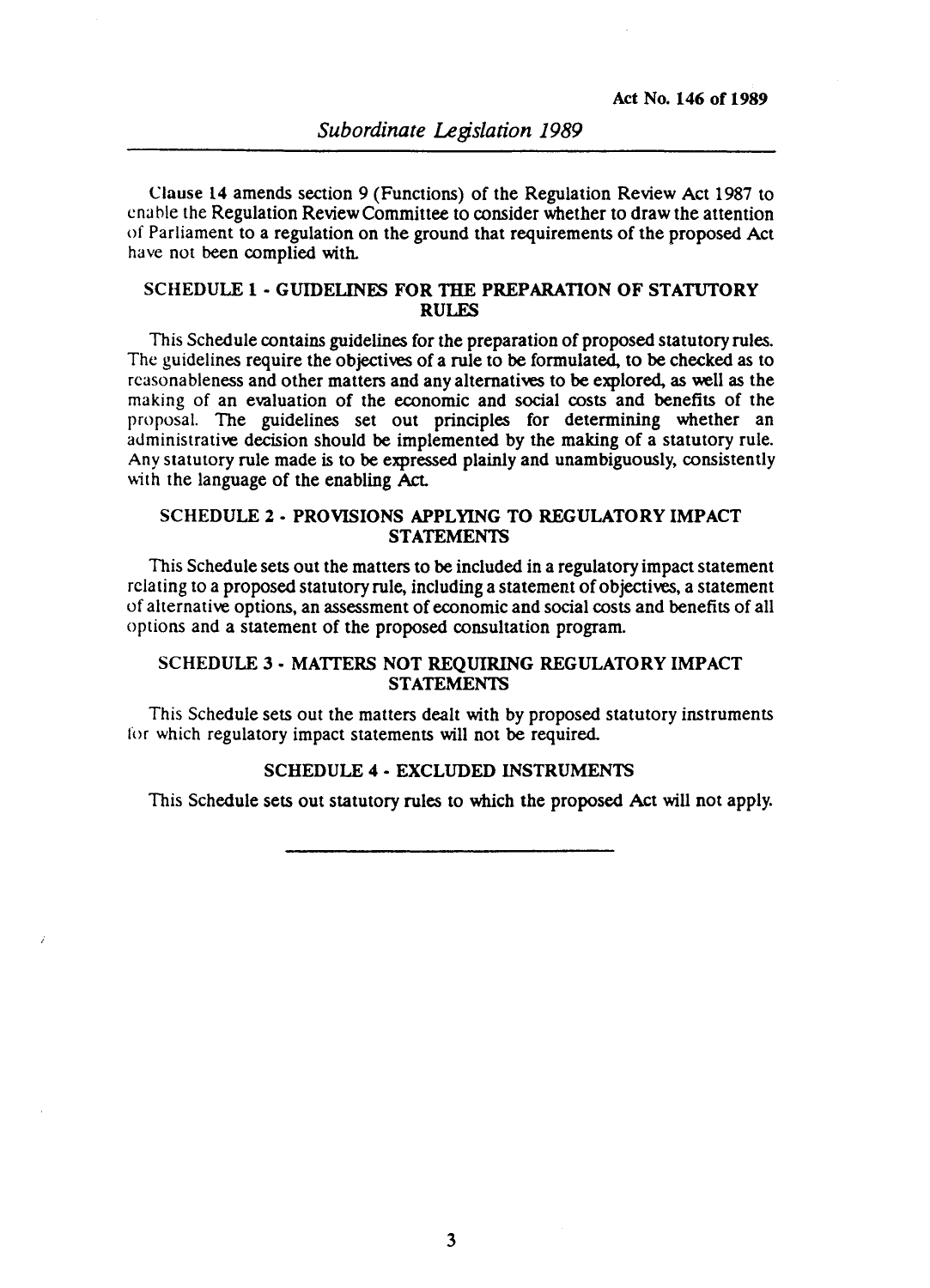Clause 14 amends section 9 (Functions) of the Regulation Review Act 1987 to enable the Regulation Review Committee to consider whether to draw the attention of Parliament to a regulation on the ground that requirements of the proposed Act have not been complied with.

## SCHEDULE 1 - GUIDELINES FOR THE PREPARATION OF STATUTORY RULES

This Schedule contains guidelines for the preparation of proposed statutory rules. The guidelines require the objectives of a rule to be formulated, to be checked as to reasonableness and other matters and any alternatives to be explored, as well as the making of an evaluation of the economic and social costs and benefits of the proposal. The guidelines set out principles for determining whether an administrative decision should be implemented by the making of a statutory rule. Any statutory rule made is to be expressed plainly and unambiguously, consistently with the language of the enabling Act.

## SCHEDULE 2 - PROVISIONS APPLYING TO REGULATORY IMPACT STATEMENTS

This Schedule sets out the matters to be included in a regulatory impact statement relating to a proposed statutory rule, including a statement of objectives, a statement of alternative options, an assessment of economic and social costs and benefits of all options and a statement of the proposed consultation program.

## SCHEDULE 3 - MATTERS NOT REQUIRING REGULATORY IMPACT STATEMENTS

This Schedule sets out the matters dealt with by proposed statutory instruments for which regulatory impact statements will not be required.

## SCHEDULE 4 - EXCLUDED INSTRUMENTS

This Schedule sets out statutory rules to which the proposed Act will not apply.